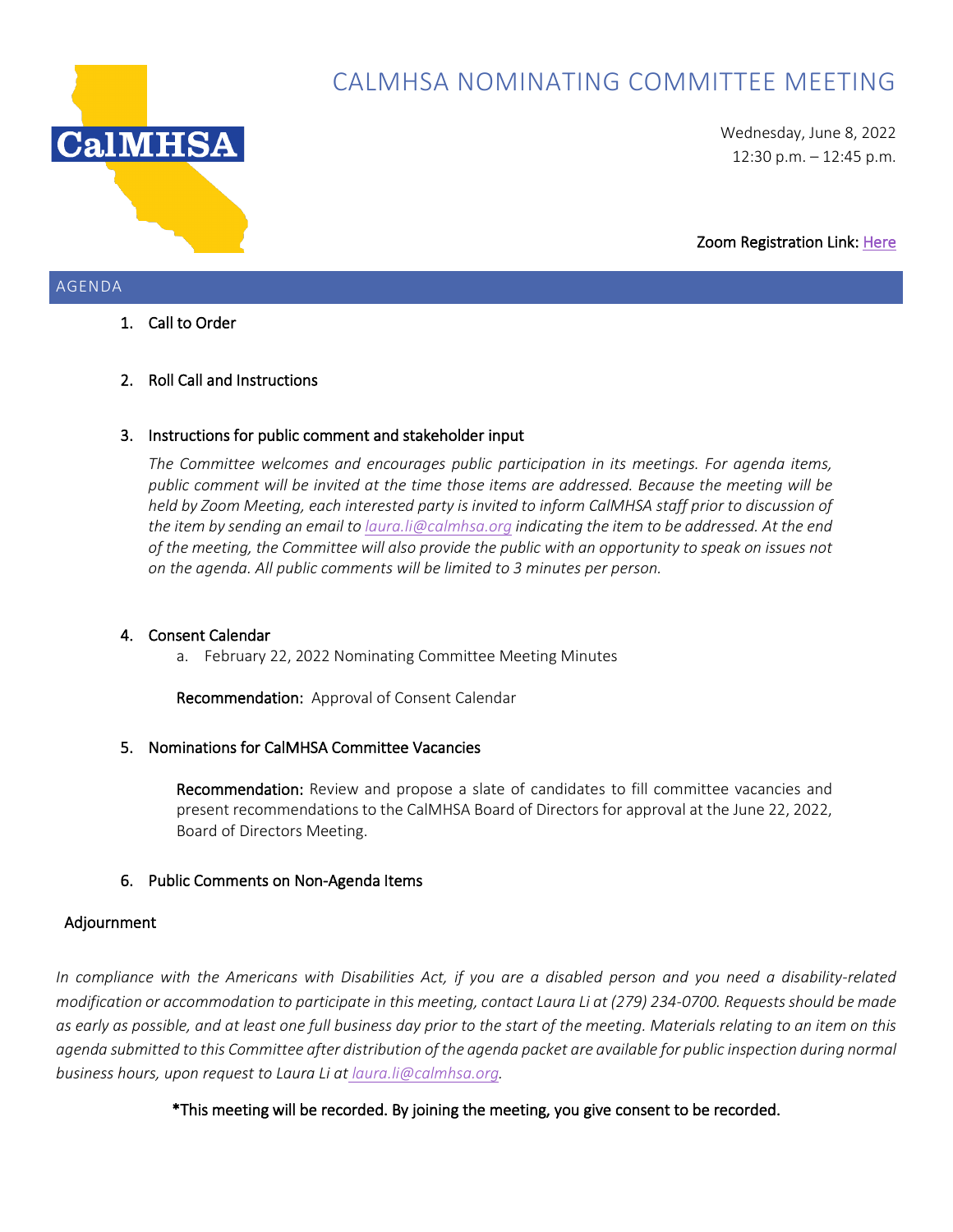# CALMHSA NOMINATING COMMITTEE MEETING

CalMHSA

Wednesday, June 8, 2022
12:30 p.m. – 12:45 p.m.

Zoom Registration Link: [Here]

## AGENDA

1. Call to Order

2. Roll Call and Instructions

3. Instructions for public comment and stakeholder input

   *The Committee welcomes and encourages public participation in its meetings. For agenda items, public comment will be invited at the time those items are addressed. Because the meeting will be held by Zoom Meeting, each interested party is invited to inform CalMHSA staff prior to discussion of the item by sending an email to laura.li@calmhsa.org indicating the item to be addressed. At the end of the meeting, the Committee will also provide the public with an opportunity to speak on issues not on the agenda. All public comments will be limited to 3 minutes per person.*

4. Consent Calendar
   a. February 22, 2022 Nominating Committee Meeting Minutes

   **Recommendation:** Approval of Consent Calendar

5. Nominations for CalMHSA Committee Vacancies

   **Recommendation:** Review and propose a slate of candidates to fill committee vacancies and present recommendations to the CalMHSA Board of Directors for approval at the June 22, 2022, Board of Directors Meeting.

6. Public Comments on Non-Agenda Items

Adjournment

*In compliance with the Americans with Disabilities Act, if you are a disabled person and you need a disability-related modification or accommodation to participate in this meeting, contact Laura Li at (279) 234-0700. Requests should be made as early as possible, and at least one full business day prior to the start of the meeting. Materials relating to an item on this agenda submitted to this Committee after distribution of the agenda packet are available for public inspection during normal business hours, upon request to Laura Li at laura.li@calmhsa.org.*

**\*This meeting will be recorded. By joining the meeting, you give consent to be recorded.**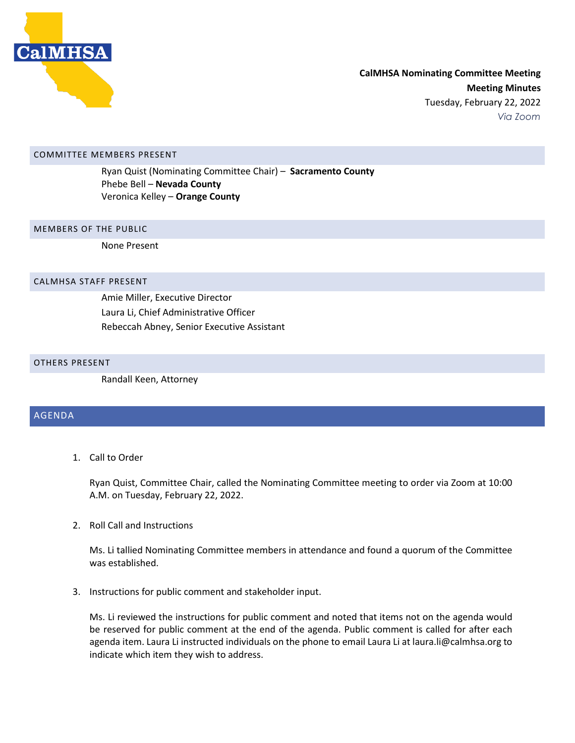**CalMHSA Nominating Committee Meeting**
**Meeting Minutes**
Tuesday, February 22, 2022
*Via Zoom*

## COMMITTEE MEMBERS PRESENT

Ryan Quist (Nominating Committee Chair) – **Sacramento County**
Phebe Bell – **Nevada County**
Veronica Kelley – **Orange County**

## MEMBERS OF THE PUBLIC

None Present

## CALMHSA STAFF PRESENT

Amie Miller, Executive Director
Laura Li, Chief Administrative Officer
Rebeccah Abney, Senior Executive Assistant

## OTHERS PRESENT

Randall Keen, Attorney

## AGENDA

1. Call to Order

   Ryan Quist, Committee Chair, called the Nominating Committee meeting to order via Zoom at 10:00 A.M. on Tuesday, February 22, 2022.

2. Roll Call and Instructions

   Ms. Li tallied Nominating Committee members in attendance and found a quorum of the Committee was established.

3. Instructions for public comment and stakeholder input.

   Ms. Li reviewed the instructions for public comment and noted that items not on the agenda would be reserved for public comment at the end of the agenda. Public comment is called for after each agenda item. Laura Li instructed individuals on the phone to email Laura Li at laura.li@calmhsa.org to indicate which item they wish to address.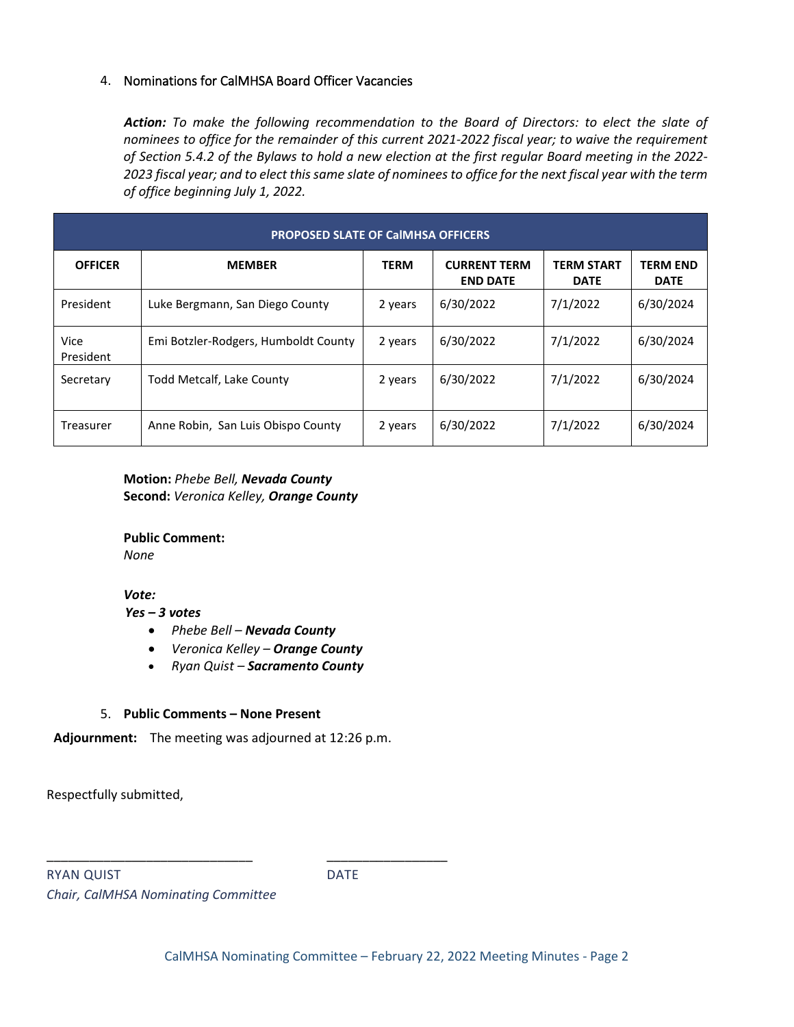4. Nominations for CalMHSA Board Officer Vacancies

***Action:*** *To make the following recommendation to the Board of Directors: to elect the slate of nominees to office for the remainder of this current 2021-2022 fiscal year; to waive the requirement of Section 5.4.2 of the Bylaws to hold a new election at the first regular Board meeting in the 2022-2023 fiscal year; and to elect this same slate of nominees to office for the next fiscal year with the term of office beginning July 1, 2022.*

| PROPOSED SLATE OF CalMHSA OFFICERS | | | | | |
|---|---|---|---|---|---|
| **OFFICER** | **MEMBER** | **TERM** | **CURRENT TERM END DATE** | **TERM START DATE** | **TERM END DATE** |
| President | Luke Bergmann, San Diego County | 2 years | 6/30/2022 | 7/1/2022 | 6/30/2024 |
| Vice President | Emi Botzler-Rodgers, Humboldt County | 2 years | 6/30/2022 | 7/1/2022 | 6/30/2024 |
| Secretary | Todd Metcalf, Lake County | 2 years | 6/30/2022 | 7/1/2022 | 6/30/2024 |
| Treasurer | Anne Robin, San Luis Obispo County | 2 years | 6/30/2022 | 7/1/2022 | 6/30/2024 |

**Motion:** *Phebe Bell, **Nevada County***
**Second:** *Veronica Kelley, **Orange County***

**Public Comment:**
*None*

***Vote:***
***Yes – 3 votes***

- *Phebe Bell – **Nevada County***
- *Veronica Kelley – **Orange County***
- *Ryan Quist – **Sacramento County***

5. **Public Comments – None Present**

**Adjournment:** The meeting was adjourned at 12:26 p.m.

Respectfully submitted,

_____________________________ _________________

RYAN QUIST DATE
*Chair, CalMHSA Nominating Committee*